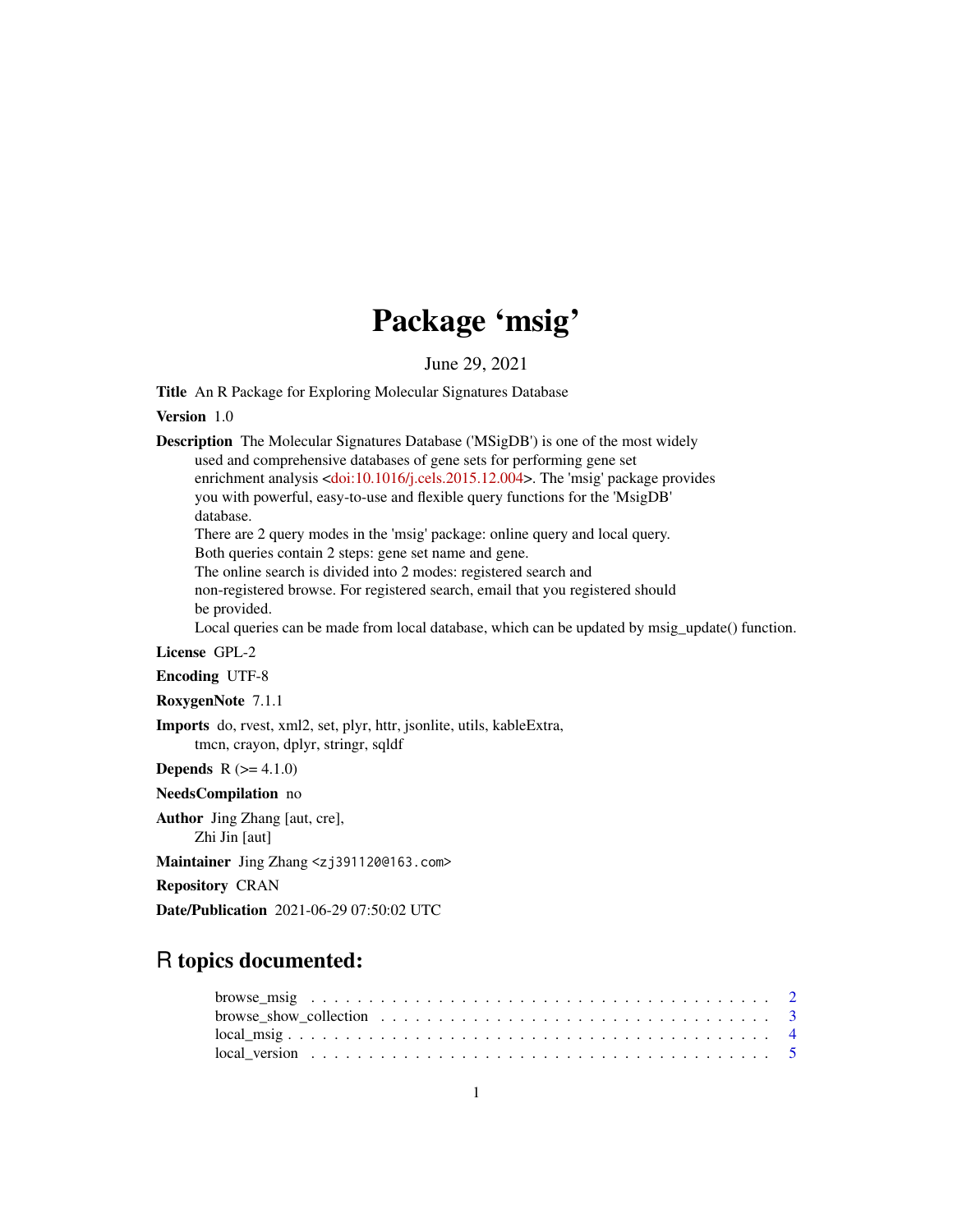# Package 'msig'

June 29, 2021

**Title** An R Package for Exploring Molecular Signatures Database

**Version** 1.0

**Description** The Molecular Signatures Database ('MSigDB') is one of the most widely used and comprehensive databases of gene sets for performing gene set enrichment analysis <doi:10.1016/j.cels.2015.12.004>. The 'msig' package provides you with powerful, easy-to-use and flexible query functions for the 'MsigDB' database.
There are 2 query modes in the 'msig' package: online query and local query.
Both queries contain 2 steps: gene set name and gene.
The online search is divided into 2 modes: registered search and non-registered browse. For registered search, email that you registered should be provided.
Local queries can be made from local database, which can be updated by msig_update() function.

**License** GPL-2

**Encoding** UTF-8

**RoxygenNote** 7.1.1

**Imports** do, rvest, xml2, set, plyr, httr, jsonlite, utils, kableExtra, tmcn, crayon, dplyr, stringr, sqldf

**Depends** R (>= 4.1.0)

**NeedsCompilation** no

**Author** Jing Zhang [aut, cre], Zhi Jin [aut]

**Maintainer** Jing Zhang <zj391120@163.com>

**Repository** CRAN

**Date/Publication** 2021-06-29 07:50:02 UTC

## R topics documented:

browse_msig . . . . . . . . . . . . . . . . . . . . . . . . . . . . . . . . . . . . . . . 2
browse_show_collection . . . . . . . . . . . . . . . . . . . . . . . . . . . . . . . . . 3
local_msig . . . . . . . . . . . . . . . . . . . . . . . . . . . . . . . . . . . . . . . . 4
local_version . . . . . . . . . . . . . . . . . . . . . . . . . . . . . . . . . . . . . . . 5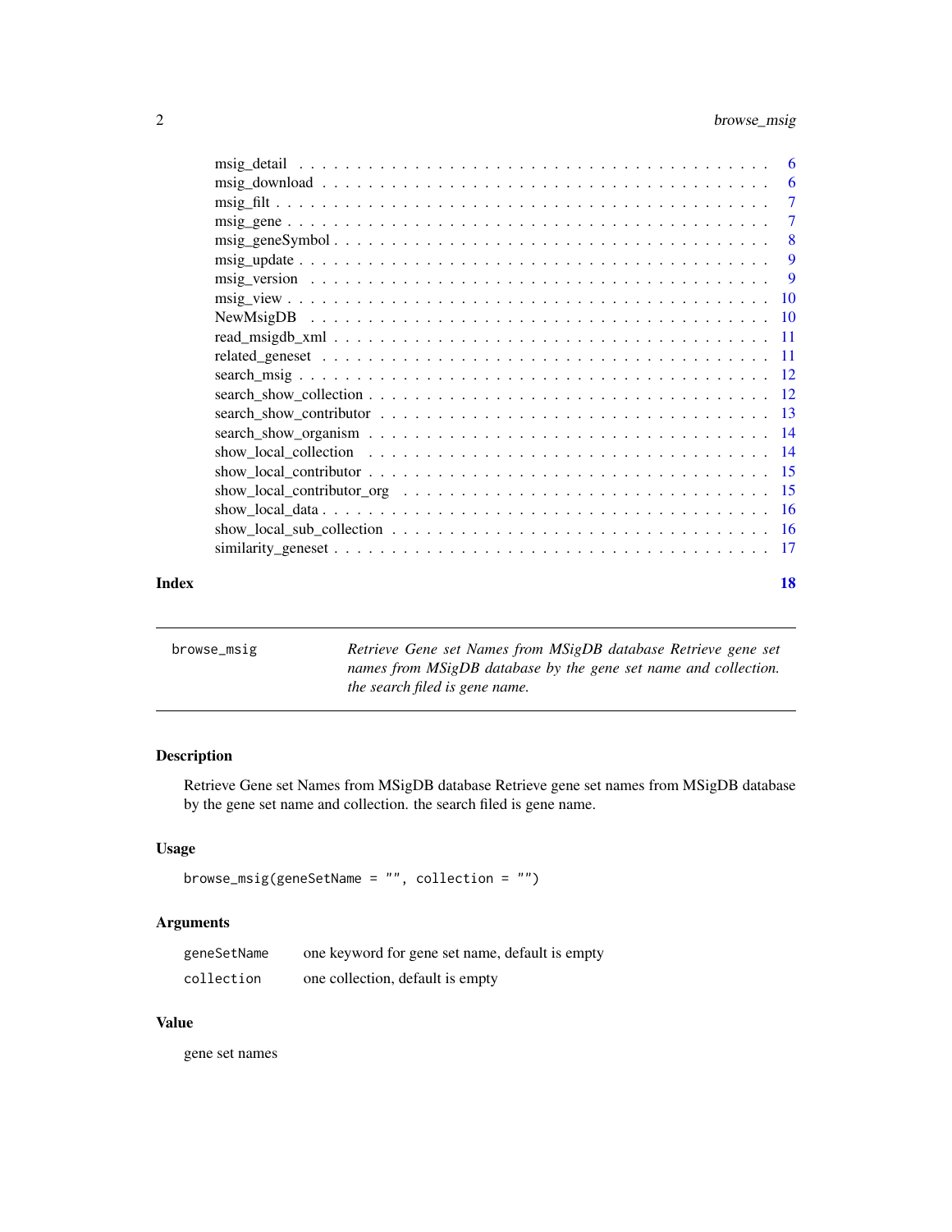msig_detail . . . . . . . . . . . . . . . . . . . . . . . . . . . . . . . . . . . . . . 6
msig_download . . . . . . . . . . . . . . . . . . . . . . . . . . . . . . . . . . . . . 6
msig_filt . . . . . . . . . . . . . . . . . . . . . . . . . . . . . . . . . . . . . . . 7
msig_gene . . . . . . . . . . . . . . . . . . . . . . . . . . . . . . . . . . . . . . . 7
msig_geneSymbol . . . . . . . . . . . . . . . . . . . . . . . . . . . . . . . . . . . . 8
msig_update . . . . . . . . . . . . . . . . . . . . . . . . . . . . . . . . . . . . . . 9
msig_version . . . . . . . . . . . . . . . . . . . . . . . . . . . . . . . . . . . . . 9
msig_view . . . . . . . . . . . . . . . . . . . . . . . . . . . . . . . . . . . . . . . 10
NewMsigDB . . . . . . . . . . . . . . . . . . . . . . . . . . . . . . . . . . . . . . 10
read_msigdb_xml . . . . . . . . . . . . . . . . . . . . . . . . . . . . . . . . . . . 11
related_geneset . . . . . . . . . . . . . . . . . . . . . . . . . . . . . . . . . . . 11
search_msig . . . . . . . . . . . . . . . . . . . . . . . . . . . . . . . . . . . . . 12
search_show_collection . . . . . . . . . . . . . . . . . . . . . . . . . . . . . . . 12
search_show_contributor . . . . . . . . . . . . . . . . . . . . . . . . . . . . . . 13
search_show_organism . . . . . . . . . . . . . . . . . . . . . . . . . . . . . . . 14
show_local_collection . . . . . . . . . . . . . . . . . . . . . . . . . . . . . . . 14
show_local_contributor . . . . . . . . . . . . . . . . . . . . . . . . . . . . . . 15
show_local_contributor_org . . . . . . . . . . . . . . . . . . . . . . . . . . . . 15
show_local_data . . . . . . . . . . . . . . . . . . . . . . . . . . . . . . . . . . . 16
show_local_sub_collection . . . . . . . . . . . . . . . . . . . . . . . . . . . . . 16
similarity_geneset . . . . . . . . . . . . . . . . . . . . . . . . . . . . . . . . . 17

**Index** **18**

---

`browse_msig` *Retrieve Gene set Names from MSigDB database Retrieve gene set names from MSigDB database by the gene set name and collection. the search filed is gene name.*

---

## Description

Retrieve Gene set Names from MSigDB database Retrieve gene set names from MSigDB database by the gene set name and collection. the search filed is gene name.

## Usage

```
browse_msig(geneSetName = "", collection = "")
```

## Arguments

| | |
|---|---|
| `geneSetName` | one keyword for gene set name, default is empty |
| `collection` | one collection, default is empty |

## Value

gene set names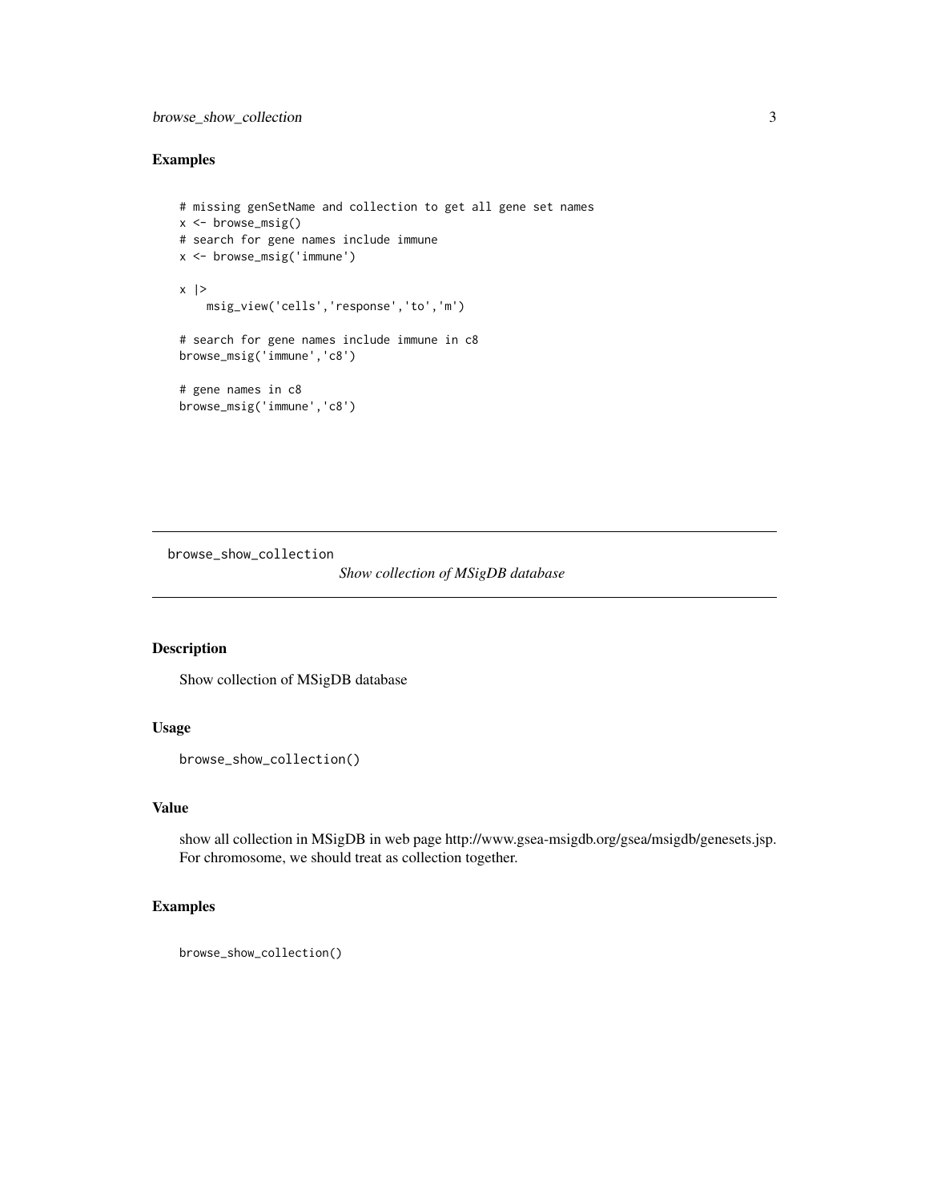## Examples

```
# missing genSetName and collection to get all gene set names
x <- browse_msig()
# search for gene names include immune
x <- browse_msig('immune')

x |>
    msig_view('cells','response','to','m')

# search for gene names include immune in c8
browse_msig('immune','c8')

# gene names in c8
browse_msig('immune','c8')
```

---

# browse_show_collection

*Show collection of MSigDB database*

## Description

Show collection of MSigDB database

## Usage

```
browse_show_collection()
```

## Value

show all collection in MSigDB in web page http://www.gsea-msigdb.org/gsea/msigdb/genesets.jsp. For chromosome, we should treat as collection together.

## Examples

```
browse_show_collection()
```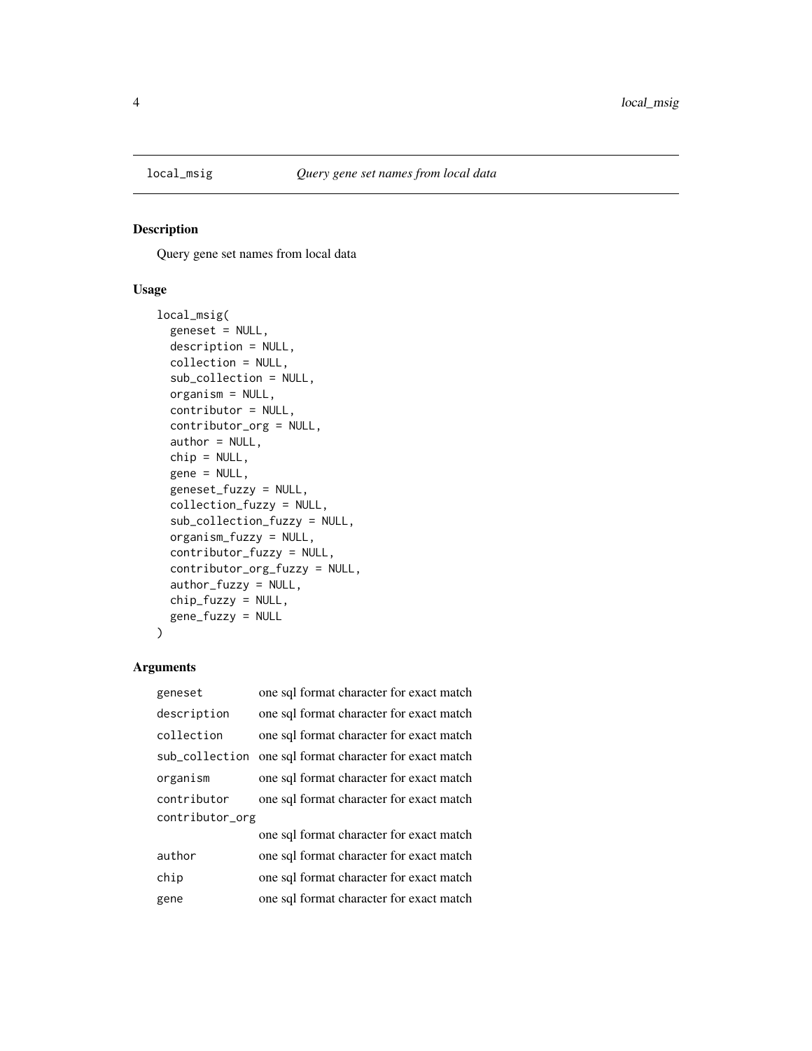# local_msig — *Query gene set names from local data*

## Description

Query gene set names from local data

## Usage

```
local_msig(
  geneset = NULL,
  description = NULL,
  collection = NULL,
  sub_collection = NULL,
  organism = NULL,
  contributor = NULL,
  contributor_org = NULL,
  author = NULL,
  chip = NULL,
  gene = NULL,
  geneset_fuzzy = NULL,
  collection_fuzzy = NULL,
  sub_collection_fuzzy = NULL,
  organism_fuzzy = NULL,
  contributor_fuzzy = NULL,
  contributor_org_fuzzy = NULL,
  author_fuzzy = NULL,
  chip_fuzzy = NULL,
  gene_fuzzy = NULL
)
```

## Arguments

| Argument | Description |
| --- | --- |
| `geneset` | one sql format character for exact match |
| `description` | one sql format character for exact match |
| `collection` | one sql format character for exact match |
| `sub_collection` | one sql format character for exact match |
| `organism` | one sql format character for exact match |
| `contributor` | one sql format character for exact match |
| `contributor_org` | one sql format character for exact match |
| `author` | one sql format character for exact match |
| `chip` | one sql format character for exact match |
| `gene` | one sql format character for exact match |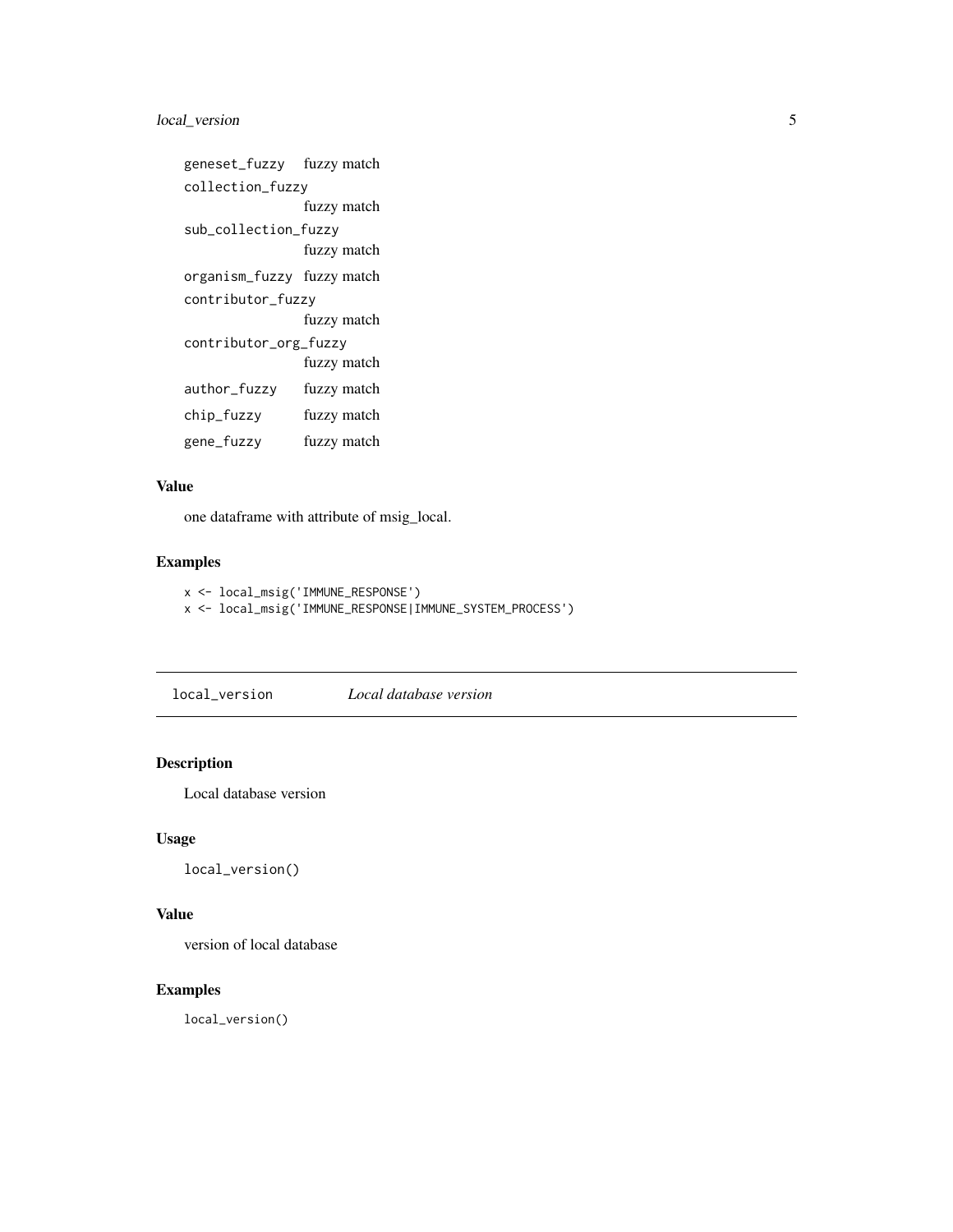| | |
|---|---|
| `geneset_fuzzy` | fuzzy match |
| `collection_fuzzy` | fuzzy match |
| `sub_collection_fuzzy` | fuzzy match |
| `organism_fuzzy` | fuzzy match |
| `contributor_fuzzy` | fuzzy match |
| `contributor_org_fuzzy` | fuzzy match |
| `author_fuzzy` | fuzzy match |
| `chip_fuzzy` | fuzzy match |
| `gene_fuzzy` | fuzzy match |

### Value

one dataframe with attribute of msig_local.

### Examples

```
x <- local_msig('IMMUNE_RESPONSE')
x <- local_msig('IMMUNE_RESPONSE|IMMUNE_SYSTEM_PROCESS')
```

---

## `local_version` *Local database version*

---

### Description

Local database version

### Usage

```
local_version()
```

### Value

version of local database

### Examples

```
local_version()
```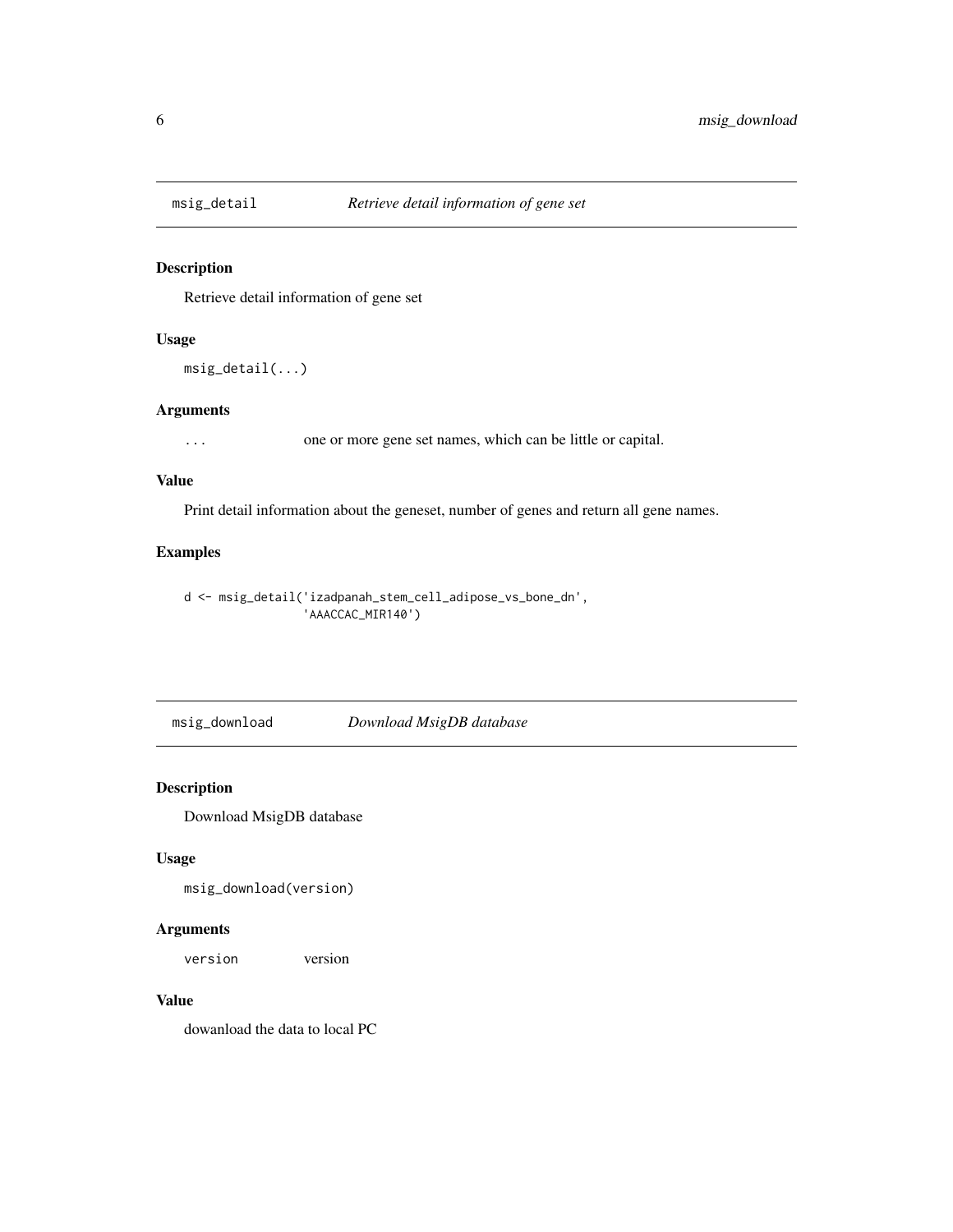## msig_detail *Retrieve detail information of gene set*

### Description

Retrieve detail information of gene set

### Usage

```
msig_detail(...)
```

### Arguments

| | |
|---|---|
| ... | one or more gene set names, which can be little or capital. |

### Value

Print detail information about the geneset, number of genes and return all gene names.

### Examples

```
d <- msig_detail('izadpanah_stem_cell_adipose_vs_bone_dn',
                 'AAACCAC_MIR140')
```

## msig_download *Download MsigDB database*

### Description

Download MsigDB database

### Usage

```
msig_download(version)
```

### Arguments

| | |
|---|---|
| version | version |

### Value

dowanload the data to local PC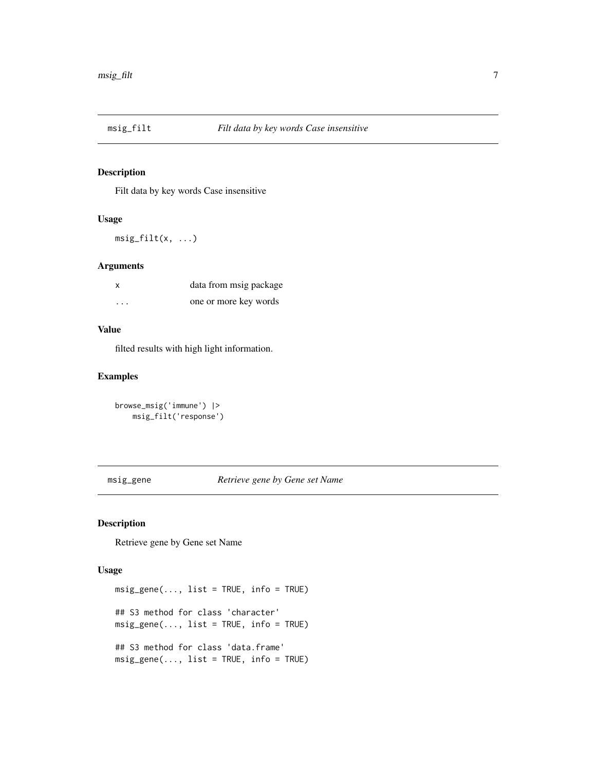## msig_filt *Filt data by key words Case insensitive*

### Description

Filt data by key words Case insensitive

### Usage

```
msig_filt(x, ...)
```

### Arguments

| | |
|---|---|
| x | data from msig package |
| ... | one or more key words |

### Value

filted results with high light information.

### Examples

```
browse_msig('immune') |>
    msig_filt('response')
```

## msig_gene *Retrieve gene by Gene set Name*

### Description

Retrieve gene by Gene set Name

### Usage

```
msig_gene(..., list = TRUE, info = TRUE)

## S3 method for class 'character'
msig_gene(..., list = TRUE, info = TRUE)

## S3 method for class 'data.frame'
msig_gene(..., list = TRUE, info = TRUE)
```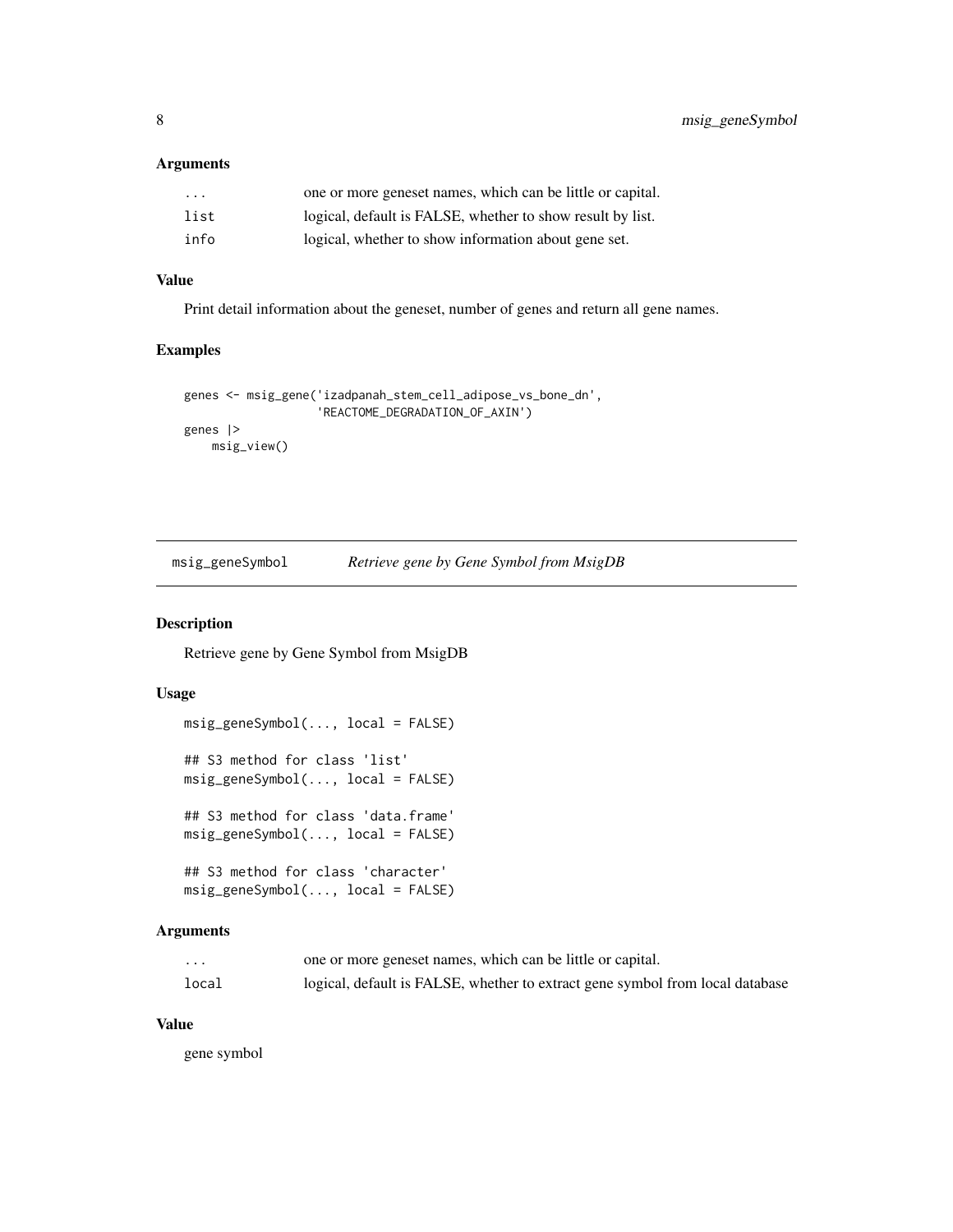### Arguments

| | |
|---|---|
| ... | one or more geneset names, which can be little or capital. |
| list | logical, default is FALSE, whether to show result by list. |
| info | logical, whether to show information about gene set. |

### Value

Print detail information about the geneset, number of genes and return all gene names.

### Examples

```
genes <- msig_gene('izadpanah_stem_cell_adipose_vs_bone_dn',
                   'REACTOME_DEGRADATION_OF_AXIN')
genes |>
    msig_view()
```

---

## msig_geneSymbol *Retrieve gene by Gene Symbol from MsigDB*

### Description

Retrieve gene by Gene Symbol from MsigDB

### Usage

```
msig_geneSymbol(..., local = FALSE)

## S3 method for class 'list'
msig_geneSymbol(..., local = FALSE)

## S3 method for class 'data.frame'
msig_geneSymbol(..., local = FALSE)

## S3 method for class 'character'
msig_geneSymbol(..., local = FALSE)
```

### Arguments

| | |
|---|---|
| ... | one or more geneset names, which can be little or capital. |
| local | logical, default is FALSE, whether to extract gene symbol from local database |

### Value

gene symbol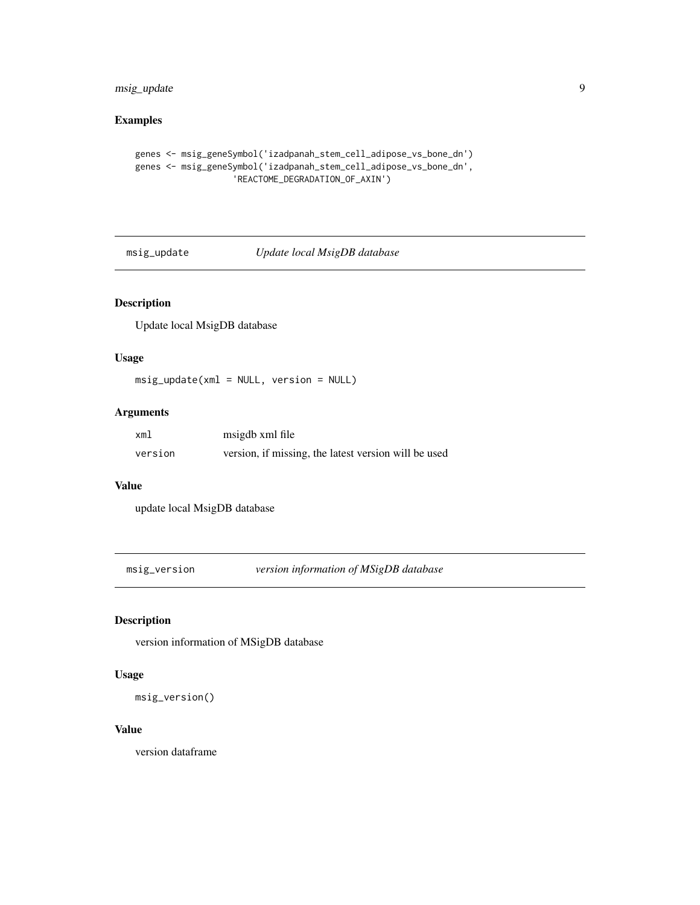## Examples

```
genes <- msig_geneSymbol('izadpanah_stem_cell_adipose_vs_bone_dn')
genes <- msig_geneSymbol('izadpanah_stem_cell_adipose_vs_bone_dn',
                 'REACTOME_DEGRADATION_OF_AXIN')
```

---

# msig_update *Update local MsigDB database*

---

## Description

Update local MsigDB database

## Usage

```
msig_update(xml = NULL, version = NULL)
```

## Arguments

| | |
|---|---|
| xml | msigdb xml file |
| version | version, if missing, the latest version will be used |

## Value

update local MsigDB database

---

# msig_version *version information of MSigDB database*

---

## Description

version information of MSigDB database

## Usage

```
msig_version()
```

## Value

version dataframe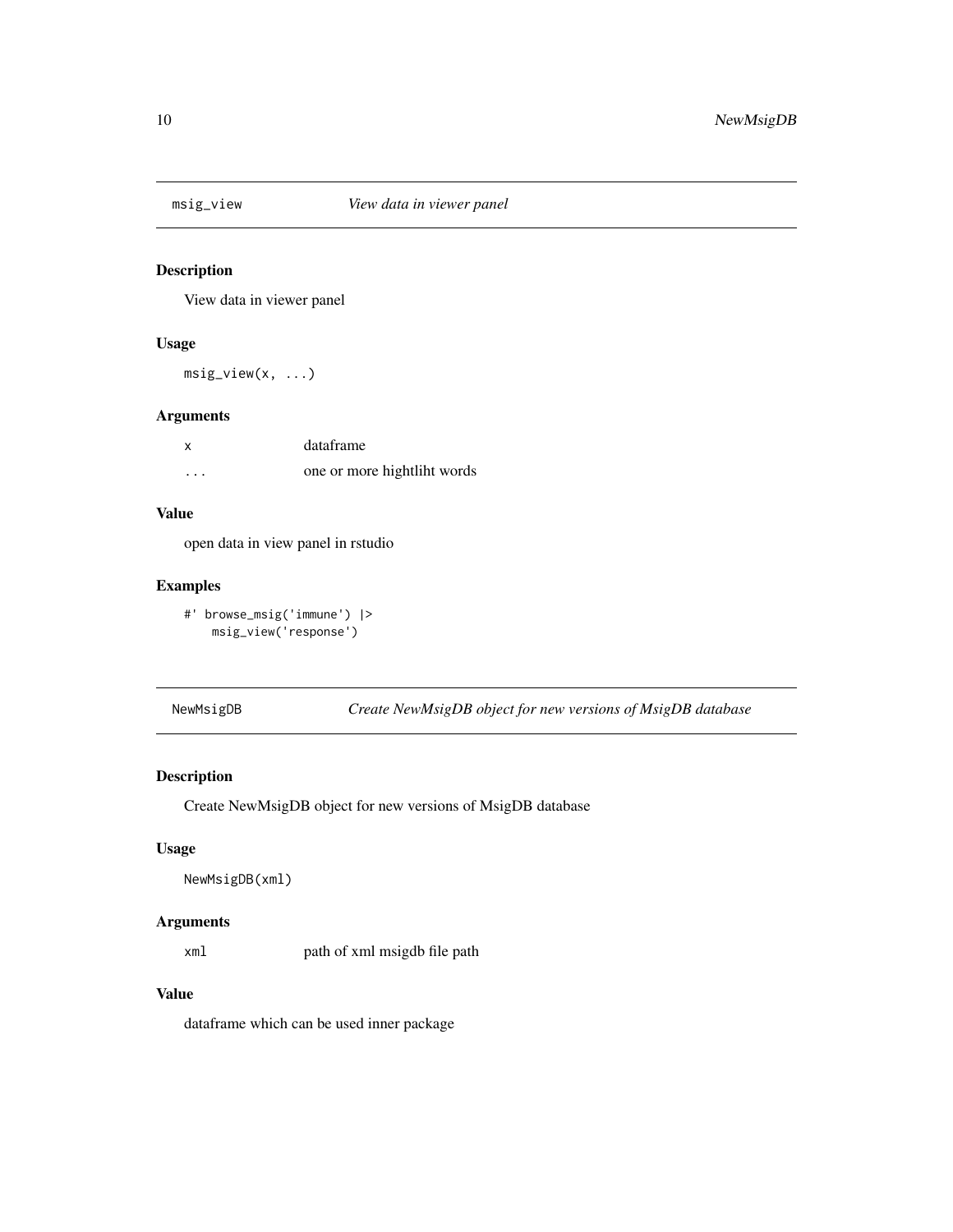## msig_view *View data in viewer panel*

### Description

View data in viewer panel

### Usage

```
msig_view(x, ...)
```

### Arguments

| | |
|---|---|
| x | dataframe |
| ... | one or more hightliht words |

### Value

open data in view panel in rstudio

### Examples

```
#' browse_msig('immune') |>
    msig_view('response')
```

## NewMsigDB *Create NewMsigDB object for new versions of MsigDB database*

### Description

Create NewMsigDB object for new versions of MsigDB database

### Usage

```
NewMsigDB(xml)
```

### Arguments

| | |
|---|---|
| xml | path of xml msigdb file path |

### Value

dataframe which can be used inner package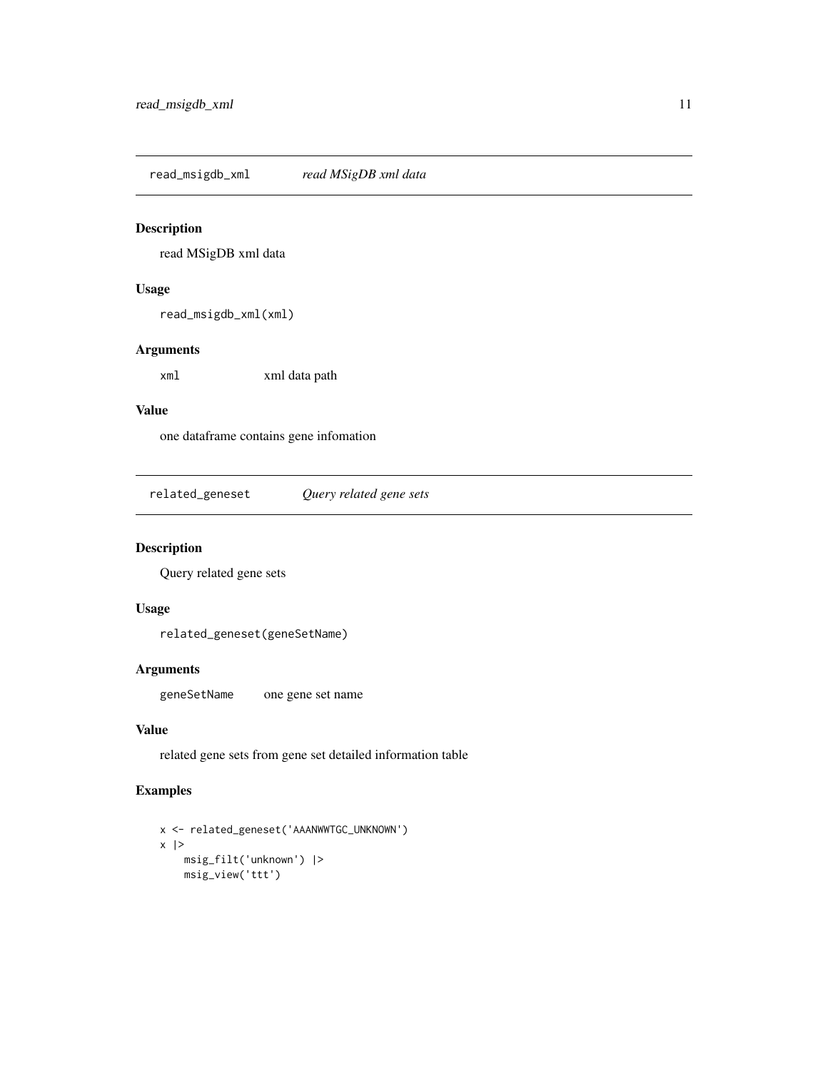## read_msigdb_xml *read MSigDB xml data*

### Description

read MSigDB xml data

### Usage

```
read_msigdb_xml(xml)
```

### Arguments

| | |
|---|---|
| `xml` | xml data path |

### Value

one dataframe contains gene infomation

## related_geneset *Query related gene sets*

### Description

Query related gene sets

### Usage

```
related_geneset(geneSetName)
```

### Arguments

| | |
|---|---|
| `geneSetName` | one gene set name |

### Value

related gene sets from gene set detailed information table

### Examples

```
x <- related_geneset('AAANWWTGC_UNKNOWN')
x |>
    msig_filt('unknown') |>
    msig_view('ttt')
```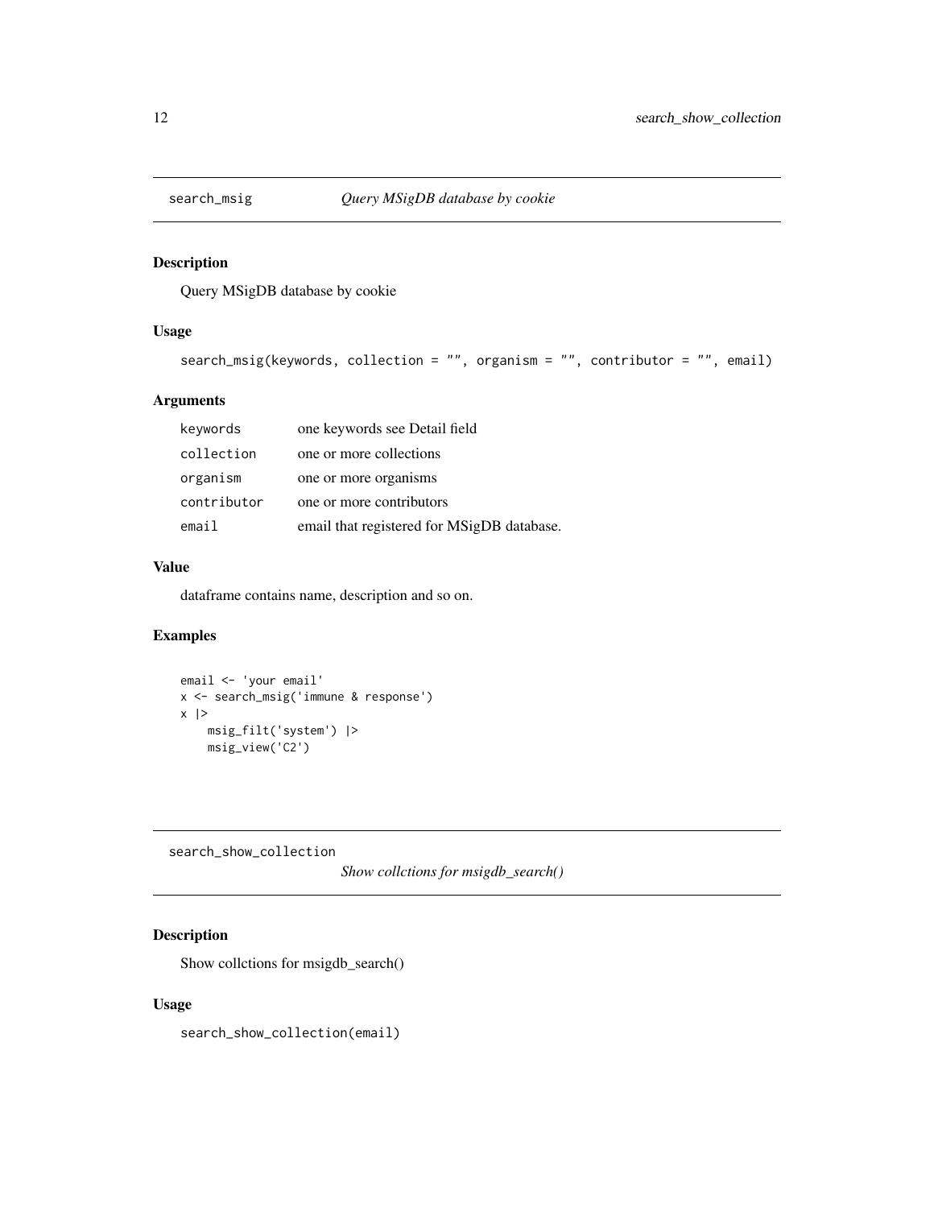## search_msig    *Query MSigDB database by cookie*

### Description

Query MSigDB database by cookie

### Usage

```
search_msig(keywords, collection = "", organism = "", contributor = "", email)
```

### Arguments

| | |
|---|---|
| keywords | one keywords see Detail field |
| collection | one or more collections |
| organism | one or more organisms |
| contributor | one or more contributors |
| email | email that registered for MSigDB database. |

### Value

dataframe contains name, description and so on.

### Examples

```
email <- 'your email'
x <- search_msig('immune & response')
x |>
    msig_filt('system') |>
    msig_view('C2')
```

## search_show_collection    *Show collctions for msigdb_search()*

### Description

Show collctions for msigdb_search()

### Usage

```
search_show_collection(email)
```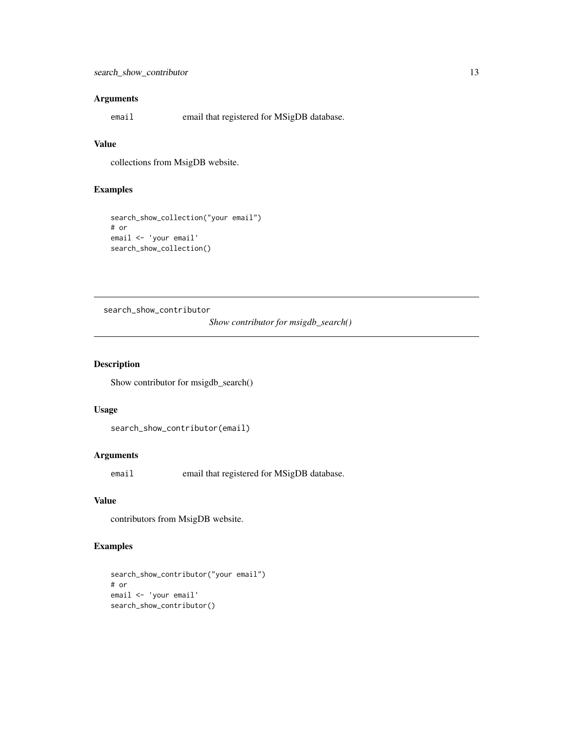## Arguments

email     email that registered for MSigDB database.

## Value

collections from MsigDB website.

## Examples

```
search_show_collection("your email")
# or
email <- 'your email'
search_show_collection()
```

---

# search_show_contributor    *Show contributor for msigdb_search()*

---

## Description

Show contributor for msigdb_search()

## Usage

```
search_show_contributor(email)
```

## Arguments

email     email that registered for MSigDB database.

## Value

contributors from MsigDB website.

## Examples

```
search_show_contributor("your email")
# or
email <- 'your email'
search_show_contributor()
```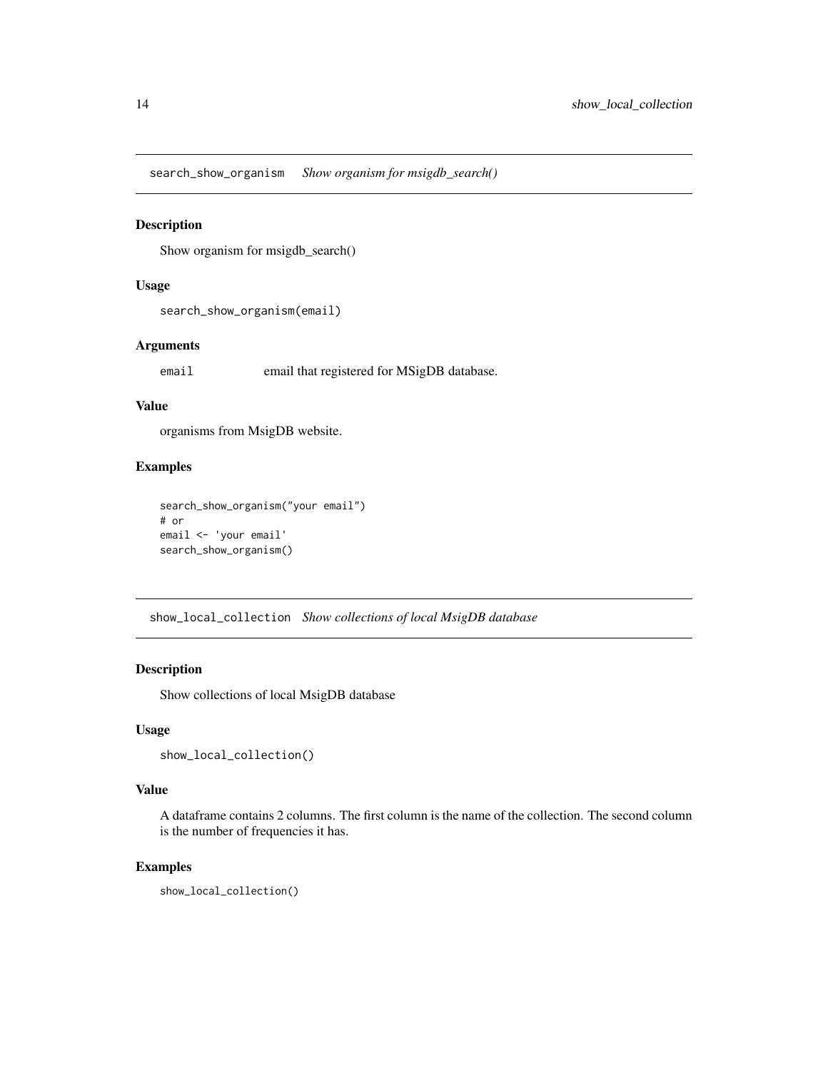## search_show_organism *Show organism for msigdb_search()*

### Description

Show organism for msigdb_search()

### Usage

```
search_show_organism(email)
```

### Arguments

| | |
|---|---|
| email | email that registered for MSigDB database. |

### Value

organisms from MsigDB website.

### Examples

```
search_show_organism("your email")
# or
email <- 'your email'
search_show_organism()
```

## show_local_collection *Show collections of local MsigDB database*

### Description

Show collections of local MsigDB database

### Usage

```
show_local_collection()
```

### Value

A dataframe contains 2 columns. The first column is the name of the collection. The second column is the number of frequencies it has.

### Examples

```
show_local_collection()
```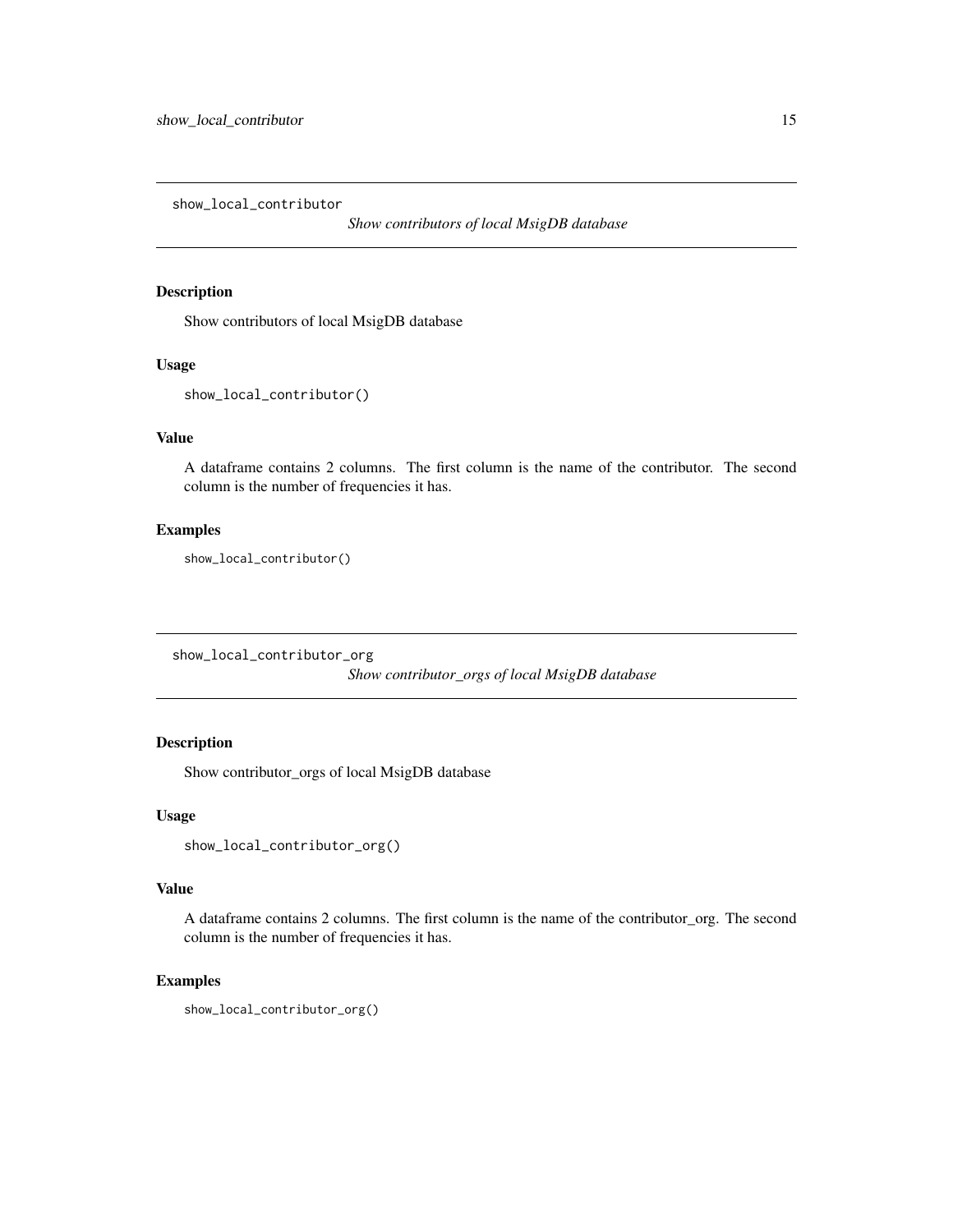## show_local_contributor

*Show contributors of local MsigDB database*

### Description

Show contributors of local MsigDB database

### Usage

```
show_local_contributor()
```

### Value

A dataframe contains 2 columns. The first column is the name of the contributor. The second column is the number of frequencies it has.

### Examples

```
show_local_contributor()
```

## show_local_contributor_org

*Show contributor_orgs of local MsigDB database*

### Description

Show contributor_orgs of local MsigDB database

### Usage

```
show_local_contributor_org()
```

### Value

A dataframe contains 2 columns. The first column is the name of the contributor_org. The second column is the number of frequencies it has.

### Examples

```
show_local_contributor_org()
```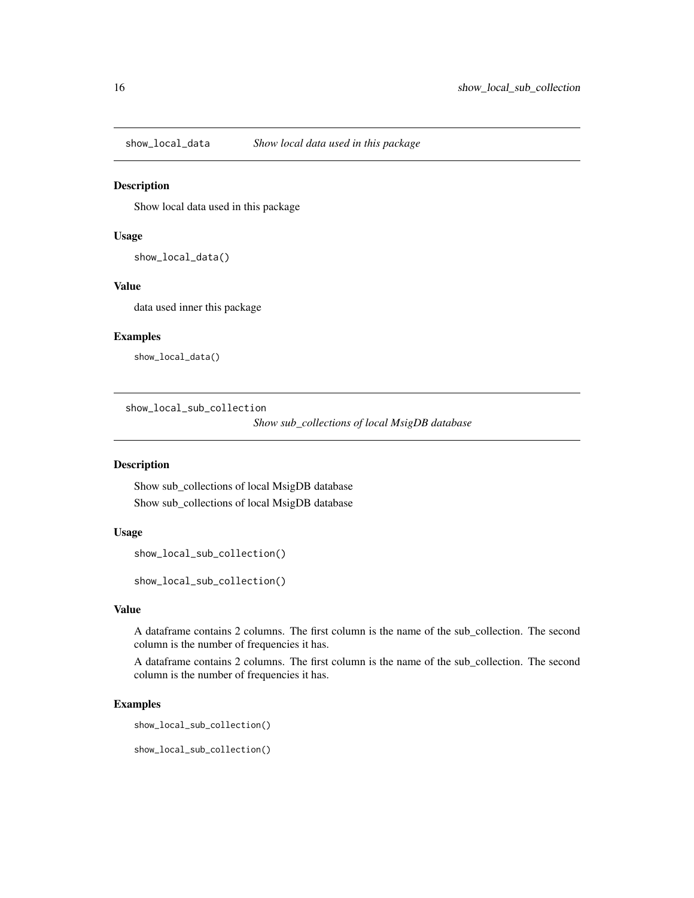## show_local_data *Show local data used in this package*

### Description

Show local data used in this package

### Usage

```
show_local_data()
```

### Value

data used inner this package

### Examples

```
show_local_data()
```

## show_local_sub_collection *Show sub_collections of local MsigDB database*

### Description

Show sub_collections of local MsigDB database

Show sub_collections of local MsigDB database

### Usage

```
show_local_sub_collection()

show_local_sub_collection()
```

### Value

A dataframe contains 2 columns. The first column is the name of the sub_collection. The second column is the number of frequencies it has.

A dataframe contains 2 columns. The first column is the name of the sub_collection. The second column is the number of frequencies it has.

### Examples

```
show_local_sub_collection()

show_local_sub_collection()
```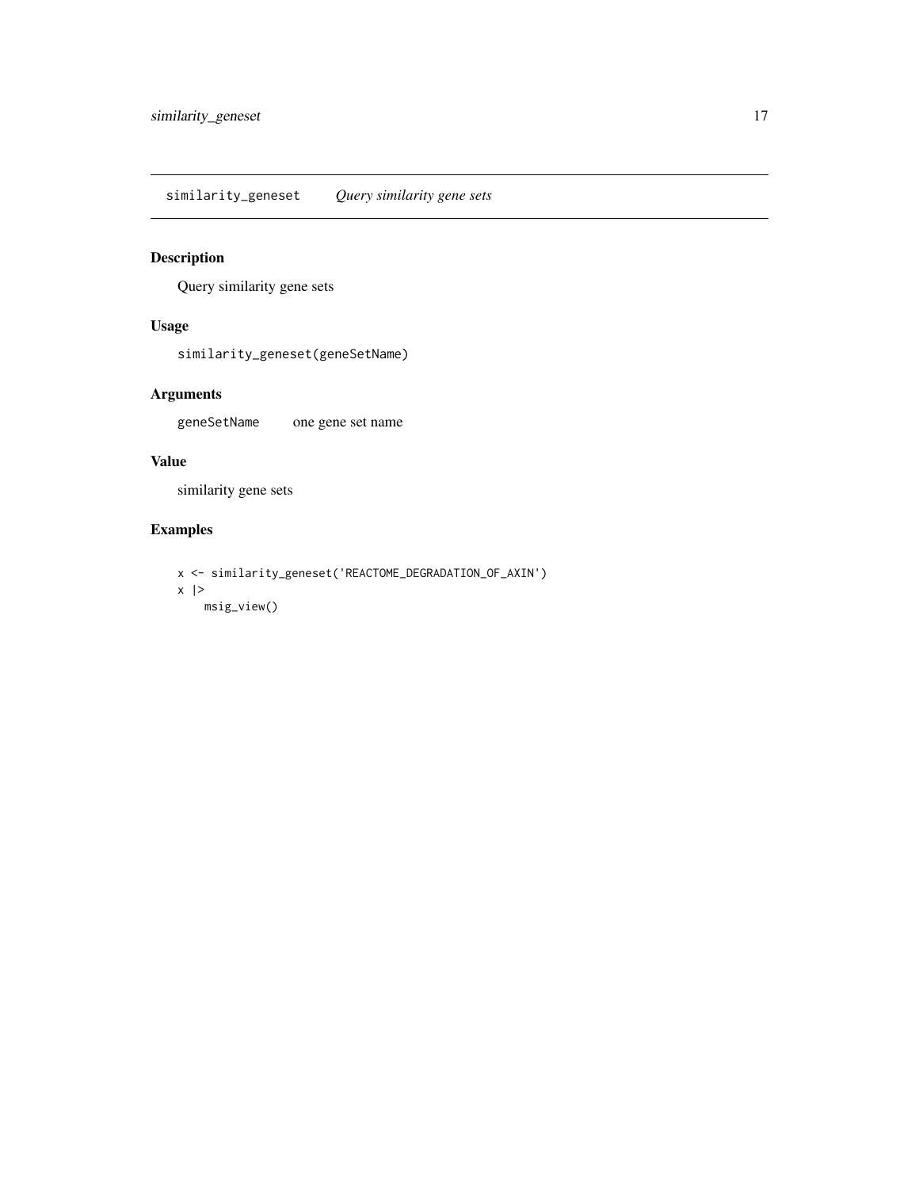similarity_geneset    *Query similarity gene sets*

## Description

Query similarity gene sets

## Usage

```
similarity_geneset(geneSetName)
```

## Arguments

geneSetName    one gene set name

## Value

similarity gene sets

## Examples

```
x <- similarity_geneset('REACTOME_DEGRADATION_OF_AXIN')
x |>
    msig_view()
```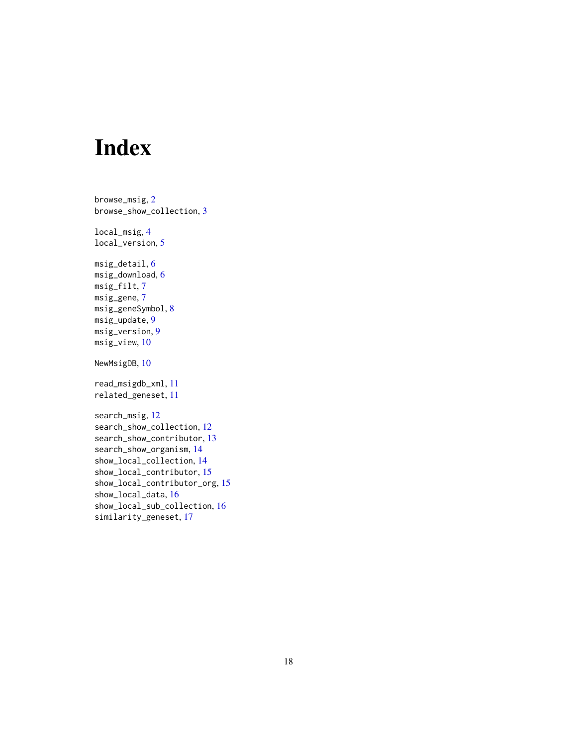# Index

browse_msig, 2
browse_show_collection, 3

local_msig, 4
local_version, 5

msig_detail, 6
msig_download, 6
msig_filt, 7
msig_gene, 7
msig_geneSymbol, 8
msig_update, 9
msig_version, 9
msig_view, 10

NewMsigDB, 10

read_msigdb_xml, 11
related_geneset, 11

search_msig, 12
search_show_collection, 12
search_show_contributor, 13
search_show_organism, 14
show_local_collection, 14
show_local_contributor, 15
show_local_contributor_org, 15
show_local_data, 16
show_local_sub_collection, 16
similarity_geneset, 17